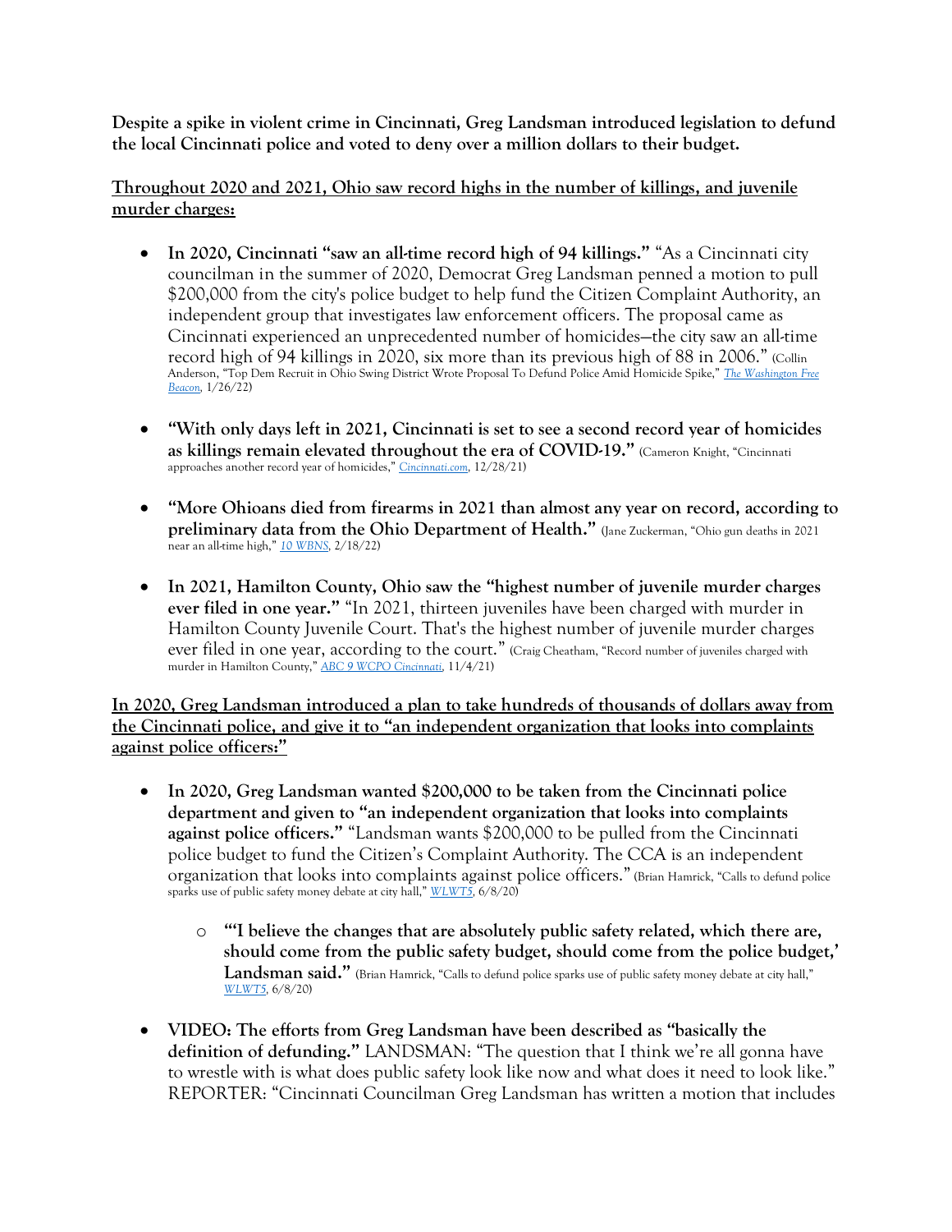**Despite a spike in violent crime in Cincinnati, Greg Landsman introduced legislation to defund the local Cincinnati police and voted to deny over a million dollars to their budget.**

**<u>Throughout 2020 and 2021, Ohio saw record highs in the number of killings, and juvenile murder charges:</u>**

- **In 2020, Cincinnati "saw an all-time record high of 94 killings."** "As a Cincinnati city councilman in the summer of 2020, Democrat Greg Landsman penned a motion to pull $200,000 from the city's police budget to help fund the Citizen Complaint Authority, an independent group that investigates law enforcement officers. The proposal came as Cincinnati experienced an unprecedented number of homicides—the city saw an all-time record high of 94 killings in 2020, six more than its previous high of 88 in 2006." (Collin Anderson, "Top Dem Recruit in Ohio Swing District Wrote Proposal To Defund Police Amid Homicide Spike," *The Washington Free Beacon*, 1/26/22)

- **"With only days left in 2021, Cincinnati is set to see a second record year of homicides as killings remain elevated throughout the era of COVID-19."** (Cameron Knight, "Cincinnati approaches another record year of homicides," *Cincinnati.com*, 12/28/21)

- **"More Ohioans died from firearms in 2021 than almost any year on record, according to preliminary data from the Ohio Department of Health."** (Jane Zuckerman, "Ohio gun deaths in 2021 near an all-time high," *10 WBNS*, 2/18/22)

- **In 2021, Hamilton County, Ohio saw the "highest number of juvenile murder charges ever filed in one year."** "In 2021, thirteen juveniles have been charged with murder in Hamilton County Juvenile Court. That's the highest number of juvenile murder charges ever filed in one year, according to the court." (Craig Cheatham, "Record number of juveniles charged with murder in Hamilton County," *ABC 9 WCPO Cincinnati*, 11/4/21)

**<u>In 2020, Greg Landsman introduced a plan to take hundreds of thousands of dollars away from the Cincinnati police, and give it to "an independent organization that looks into complaints against police officers:"</u>**

- **In 2020, Greg Landsman wanted $200,000 to be taken from the Cincinnati police department and given to "an independent organization that looks into complaints against police officers."** "Landsman wants $200,000 to be pulled from the Cincinnati police budget to fund the Citizen's Complaint Authority. The CCA is an independent organization that looks into complaints against police officers." (Brian Hamrick, "Calls to defund police sparks use of public safety money debate at city hall," *WLWT5*, 6/8/20)

  - **"'I believe the changes that are absolutely public safety related, which there are, should come from the public safety budget, should come from the police budget,' Landsman said."** (Brian Hamrick, "Calls to defund police sparks use of public safety money debate at city hall," *WLWT5*, 6/8/20)

- **VIDEO: The efforts from Greg Landsman have been described as "basically the definition of defunding."** LANDSMAN: "The question that I think we're all gonna have to wrestle with is what does public safety look like now and what does it need to look like." REPORTER: "Cincinnati Councilman Greg Landsman has written a motion that includes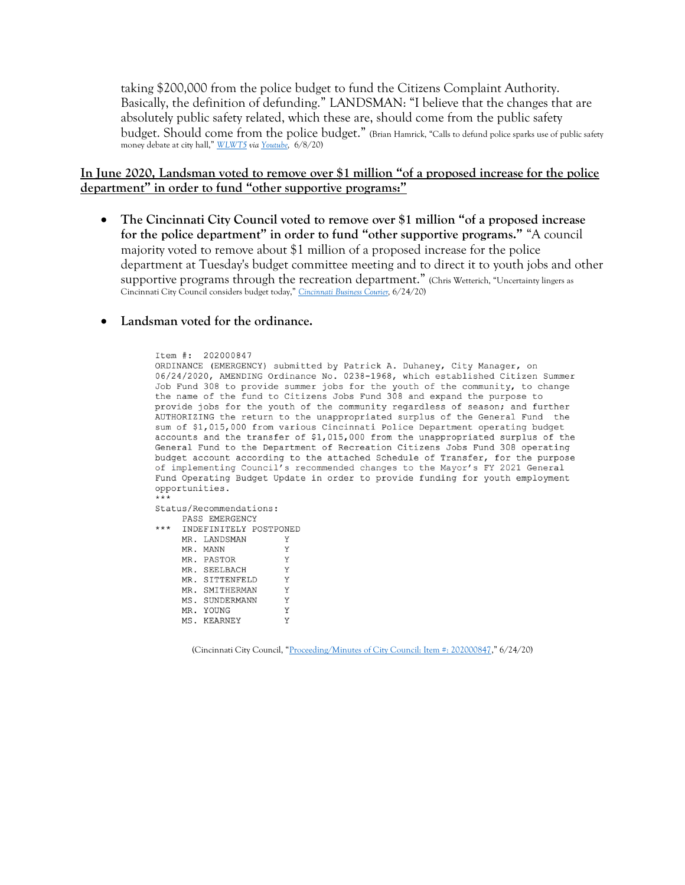taking $200,000 from the police budget to fund the Citizens Complaint Authority. Basically, the definition of defunding." LANDSMAN: "I believe that the changes that are absolutely public safety related, which these are, should come from the public safety budget. Should come from the police budget." (Brian Hamrick, "Calls to defund police sparks use of public safety money debate at city hall," *WLWT5 via Youtube*, 6/8/20)

**In June 2020, Landsman voted to remove over $1 million "of a proposed increase for the police department" in order to fund "other supportive programs:"**

- **The Cincinnati City Council voted to remove over $1 million "of a proposed increase for the police department" in order to fund "other supportive programs."** "A council majority voted to remove about $1 million of a proposed increase for the police department at Tuesday's budget committee meeting and to direct it to youth jobs and other supportive programs through the recreation department." (Chris Wetterich, "Uncertainty lingers as Cincinnati City Council considers budget today," *Cincinnati Business Courier*, 6/24/20)

- **Landsman voted for the ordinance.**

```
Item #:  202000847
ORDINANCE (EMERGENCY) submitted by Patrick A. Duhaney, City Manager, on
06/24/2020, AMENDING Ordinance No. 0238-1968, which established Citizen Summer
Job Fund 308 to provide summer jobs for the youth of the community, to change
the name of the fund to Citizens Jobs Fund 308 and expand the purpose to
provide jobs for the youth of the community regardless of season; and further
AUTHORIZING the return to the unappropriated surplus of the General Fund  the
sum of $1,015,000 from various Cincinnati Police Department operating budget
accounts and the transfer of $1,015,000 from the unappropriated surplus of the
General Fund to the Department of Recreation Citizens Jobs Fund 308 operating
budget account according to the attached Schedule of Transfer, for the purpose
of implementing Council's recommended changes to the Mayor's FY 2021 General
Fund Operating Budget Update in order to provide funding for youth employment
opportunities.
***
Status/Recommendations:
     PASS EMERGENCY
***  INDEFINITELY POSTPONED
     MR. LANDSMAN        Y
     MR. MANN            Y
     MR. PASTOR          Y
     MR. SEELBACH        Y
     MR. SITTENFELD      Y
     MR. SMITHERMAN      Y
     MS. SUNDERMANN      Y
     MR. YOUNG           Y
     MS. KEARNEY         Y
```

(Cincinnati City Council, "Proceeding/Minutes of City Council: Item #: 202000847," 6/24/20)